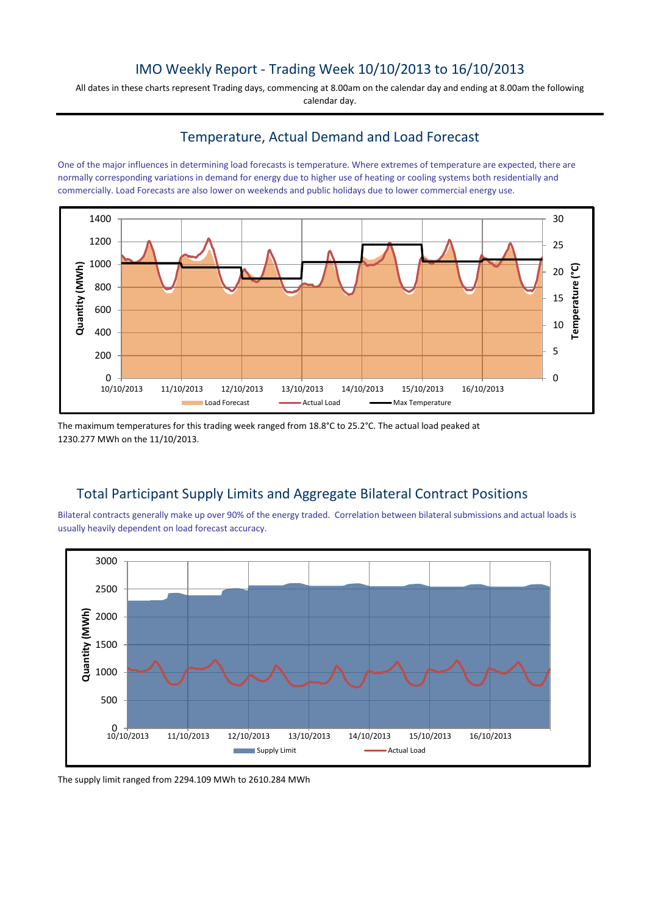# IMO Weekly Report - Trading Week 10/10/2013 to 16/10/2013

All dates in these charts represent Trading days, commencing at 8.00am on the calendar day and ending at 8.00am the following calendar day.

## Temperature, Actual Demand and Load Forecast

One of the major influences in determining load forecasts is temperature. Where extremes of temperature are expected, there are normally corresponding variations in demand for energy due to higher use of heating or cooling systems both residentially and commercially. Load Forecasts are also lower on weekends and public holidays due to lower commercial energy use.

The maximum temperatures for this trading week ranged from 18.8°C to 25.2°C. The actual load peaked at 1230.277 MWh on the 11/10/2013.

## Total Participant Supply Limits and Aggregate Bilateral Contract Positions

Bilateral contracts generally make up over 90% of the energy traded. Correlation between bilateral submissions and actual loads is usually heavily dependent on load forecast accuracy.

The supply limit ranged from 2294.109 MWh to 2610.284 MWh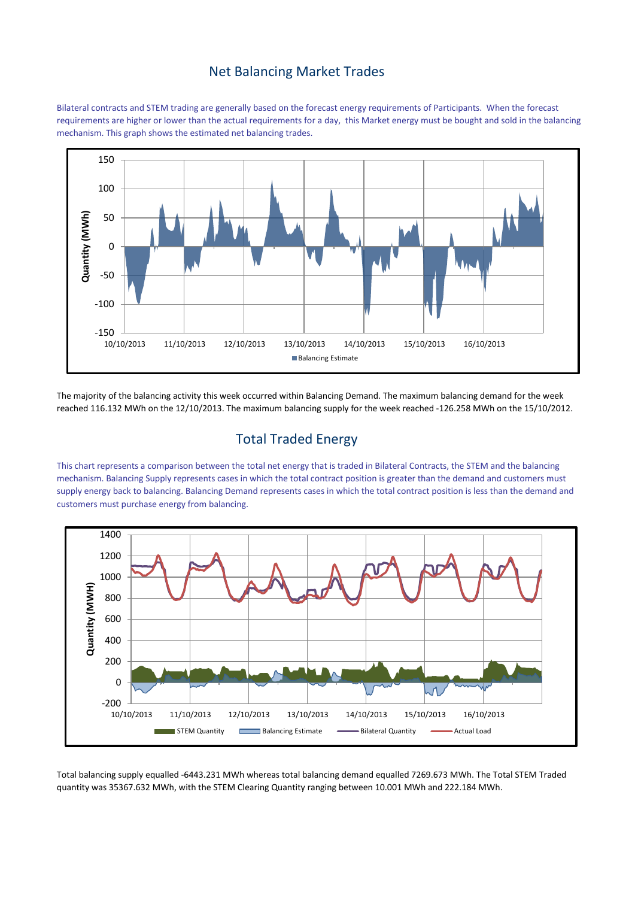## Net Balancing Market Trades

Bilateral contracts and STEM trading are generally based on the forecast energy requirements of Participants. When the forecast requirements are higher or lower than the actual requirements for a day, this Market energy must be bought and sold in the balancing mechanism. This graph shows the estimated net balancing trades.

The majority of the balancing activity this week occurred within Balancing Demand. The maximum balancing demand for the week reached 116.132 MWh on the 12/10/2013. The maximum balancing supply for the week reached -126.258 MWh on the 15/10/2012.

## Total Traded Energy

This chart represents a comparison between the total net energy that is traded in Bilateral Contracts, the STEM and the balancing mechanism. Balancing Supply represents cases in which the total contract position is greater than the demand and customers must supply energy back to balancing. Balancing Demand represents cases in which the total contract position is less than the demand and customers must purchase energy from balancing.

Total balancing supply equalled -6443.231 MWh whereas total balancing demand equalled 7269.673 MWh. The Total STEM Traded quantity was 35367.632 MWh, with the STEM Clearing Quantity ranging between 10.001 MWh and 222.184 MWh.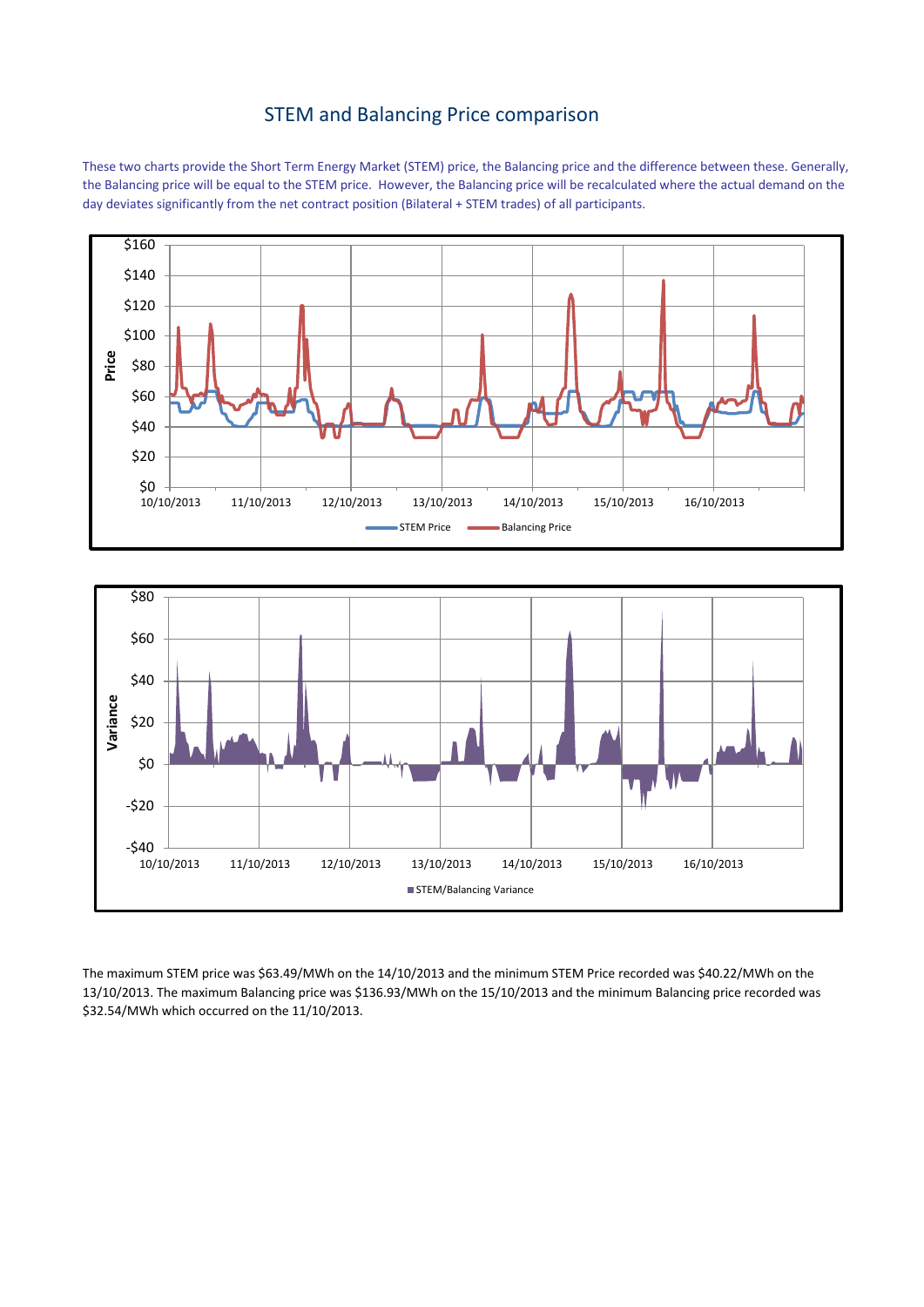# STEM and Balancing Price comparison

These two charts provide the Short Term Energy Market (STEM) price, the Balancing price and the difference between these. Generally, the Balancing price will be equal to the STEM price. However, the Balancing price will be recalculated where the actual demand on the day deviates significantly from the net contract position (Bilateral + STEM trades) of all participants.

Price

$160
$140
$120
$100
$80
$60
$40
$20
$0

10/10/2013
11/10/2013
12/10/2013
13/10/2013
14/10/2013
15/10/2013
16/10/2013

STEM Price
Balancing Price

Variance

$80
$60
$40
$20
$0
-$20
-$40

10/10/2013
11/10/2013
12/10/2013
13/10/2013
14/10/2013
15/10/2013
16/10/2013

STEM/Balancing Variance

The maximum STEM price was $63.49/MWh on the 14/10/2013 and the minimum STEM Price recorded was $40.22/MWh on the 13/10/2013. The maximum Balancing price was $136.93/MWh on the 15/10/2013 and the minimum Balancing price recorded was $32.54/MWh which occurred on the 11/10/2013.